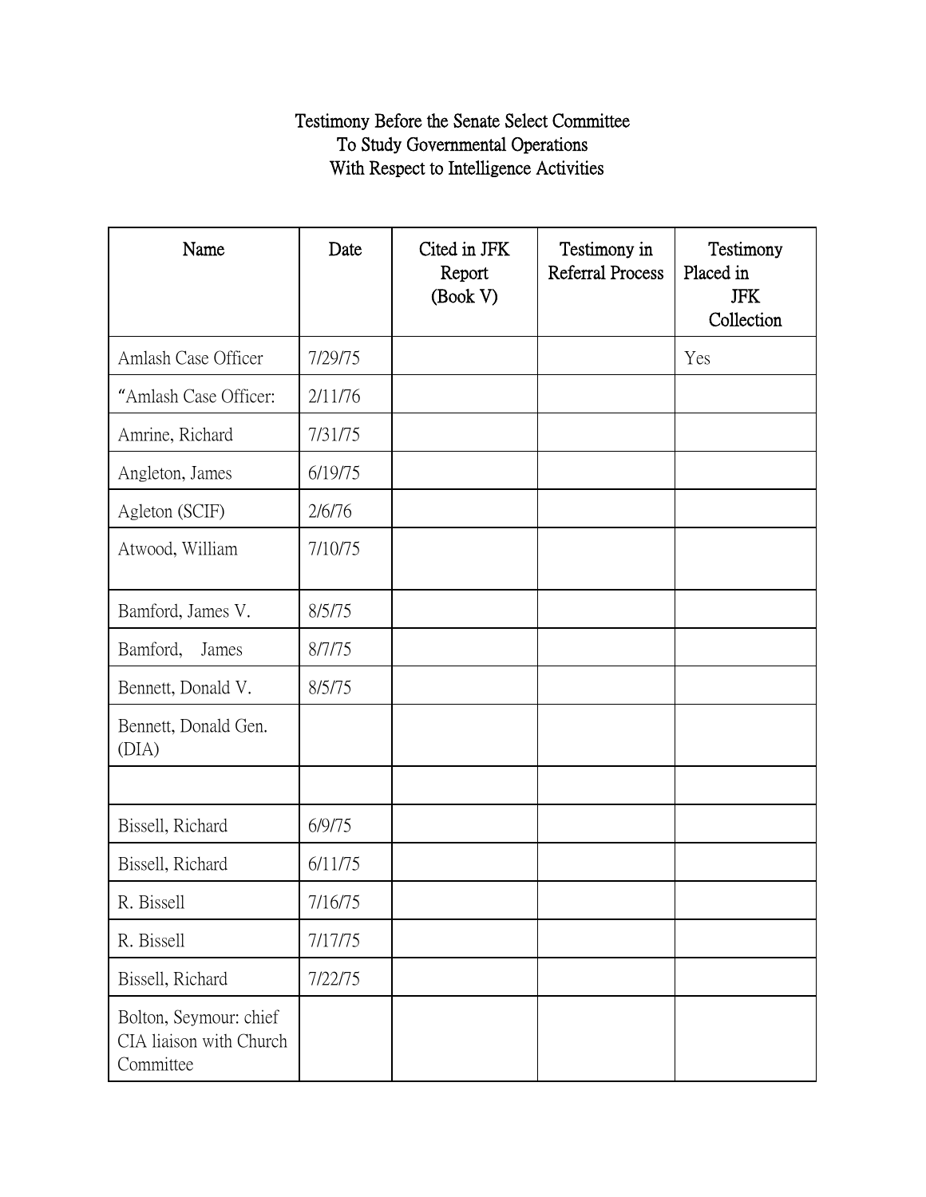# Testimony Before the Senate Select Committee
# To Study Governmental Operations
# With Respect to Intelligence Activities

| Name | Date | Cited in JFK Report (Book V) | Testimony in Referral Process | Testimony Placed in JFK Collection |
|---|---|---|---|---|
| Amlash Case Officer | 7/29/75 | | | Yes |
| "Amlash Case Officer: | 2/11/76 | | | |
| Amrine, Richard | 7/31/75 | | | |
| Angleton, James | 6/19/75 | | | |
| Agleton (SCIF) | 2/6/76 | | | |
| Atwood, William | 7/10/75 | | | |
| Bamford, James V. | 8/5/75 | | | |
| Bamford, James | 8/7/75 | | | |
| Bennett, Donald V. | 8/5/75 | | | |
| Bennett, Donald Gen. (DIA) | | | | |
| | | | | |
| Bissell, Richard | 6/9/75 | | | |
| Bissell, Richard | 6/11/75 | | | |
| R. Bissell | 7/16/75 | | | |
| R. Bissell | 7/17/75 | | | |
| Bissell, Richard | 7/22/75 | | | |
| Bolton, Seymour: chief CIA liaison with Church Committee | | | | |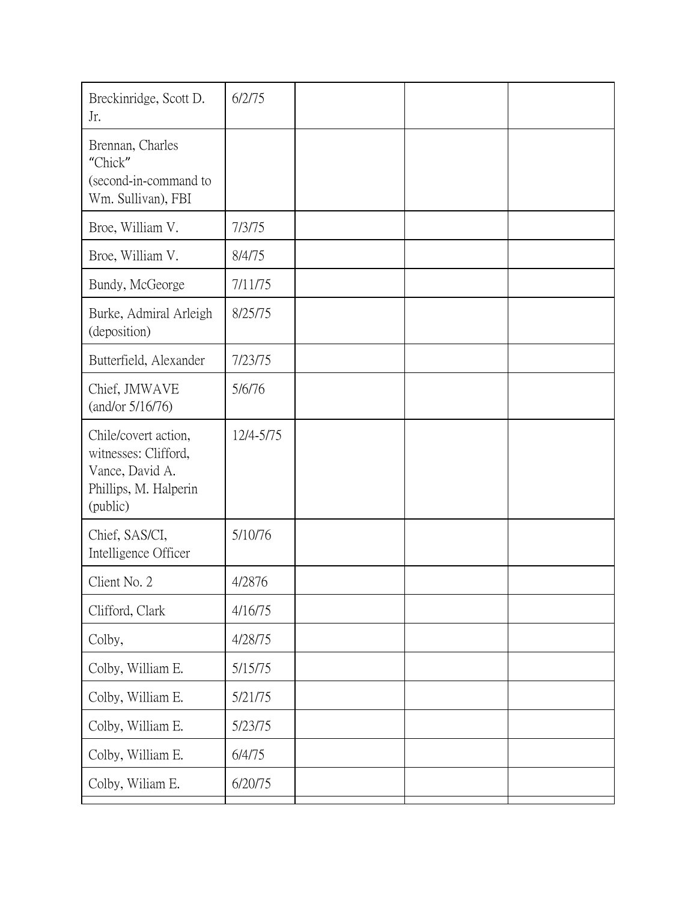| | | | | |
|---|---|---|---|---|
| Breckinridge, Scott D. Jr. | 6/2/75 | | | |
| Brennan, Charles "Chick" (second-in-command to Wm. Sullivan), FBI | | | | |
| Broe, William V. | 7/3/75 | | | |
| Broe, William V. | 8/4/75 | | | |
| Bundy, McGeorge | 7/11/75 | | | |
| Burke, Admiral Arleigh (deposition) | 8/25/75 | | | |
| Butterfield, Alexander | 7/23/75 | | | |
| Chief, JMWAVE (and/or 5/16/76) | 5/6/76 | | | |
| Chile/covert action, witnesses: Clifford, Vance, David A. Phillips, M. Halperin (public) | 12/4-5/75 | | | |
| Chief, SAS/CI, Intelligence Officer | 5/10/76 | | | |
| Client No. 2 | 4/2876 | | | |
| Clifford, Clark | 4/16/75 | | | |
| Colby, | 4/28/75 | | | |
| Colby, William E. | 5/15/75 | | | |
| Colby, William E. | 5/21/75 | | | |
| Colby, William E. | 5/23/75 | | | |
| Colby, William E. | 6/4/75 | | | |
| Colby, Wiliam E. | 6/20/75 | | | |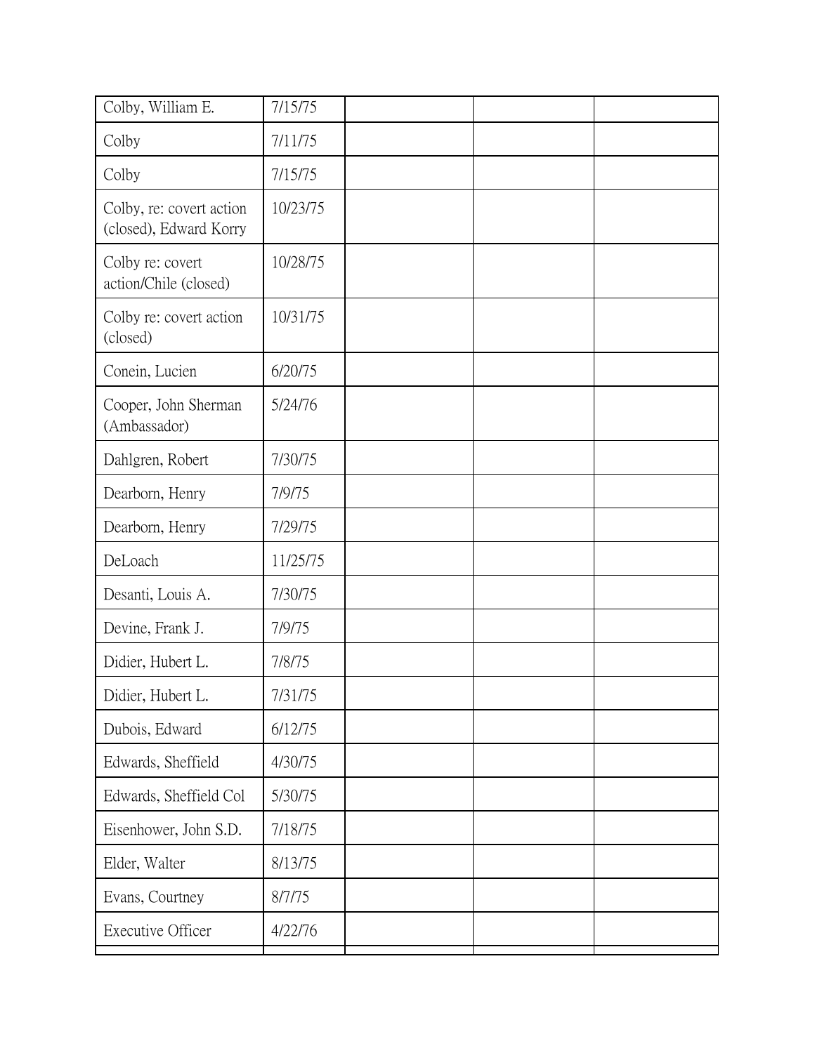| | | | | |
|---|---|---|---|---|
| Colby, William E. | 7/15/75 | | | |
| Colby | 7/11/75 | | | |
| Colby | 7/15/75 | | | |
| Colby, re: covert action (closed), Edward Korry | 10/23/75 | | | |
| Colby re: covert action/Chile (closed) | 10/28/75 | | | |
| Colby re: covert action (closed) | 10/31/75 | | | |
| Conein, Lucien | 6/20/75 | | | |
| Cooper, John Sherman (Ambassador) | 5/24/76 | | | |
| Dahlgren, Robert | 7/30/75 | | | |
| Dearborn, Henry | 7/9/75 | | | |
| Dearborn, Henry | 7/29/75 | | | |
| DeLoach | 11/25/75 | | | |
| Desanti, Louis A. | 7/30/75 | | | |
| Devine, Frank J. | 7/9/75 | | | |
| Didier, Hubert L. | 7/8/75 | | | |
| Didier, Hubert L. | 7/31/75 | | | |
| Dubois, Edward | 6/12/75 | | | |
| Edwards, Sheffield | 4/30/75 | | | |
| Edwards, Sheffield Col | 5/30/75 | | | |
| Eisenhower, John S.D. | 7/18/75 | | | |
| Elder, Walter | 8/13/75 | | | |
| Evans, Courtney | 8/7/75 | | | |
| Executive Officer | 4/22/76 | | | |
| | | | | |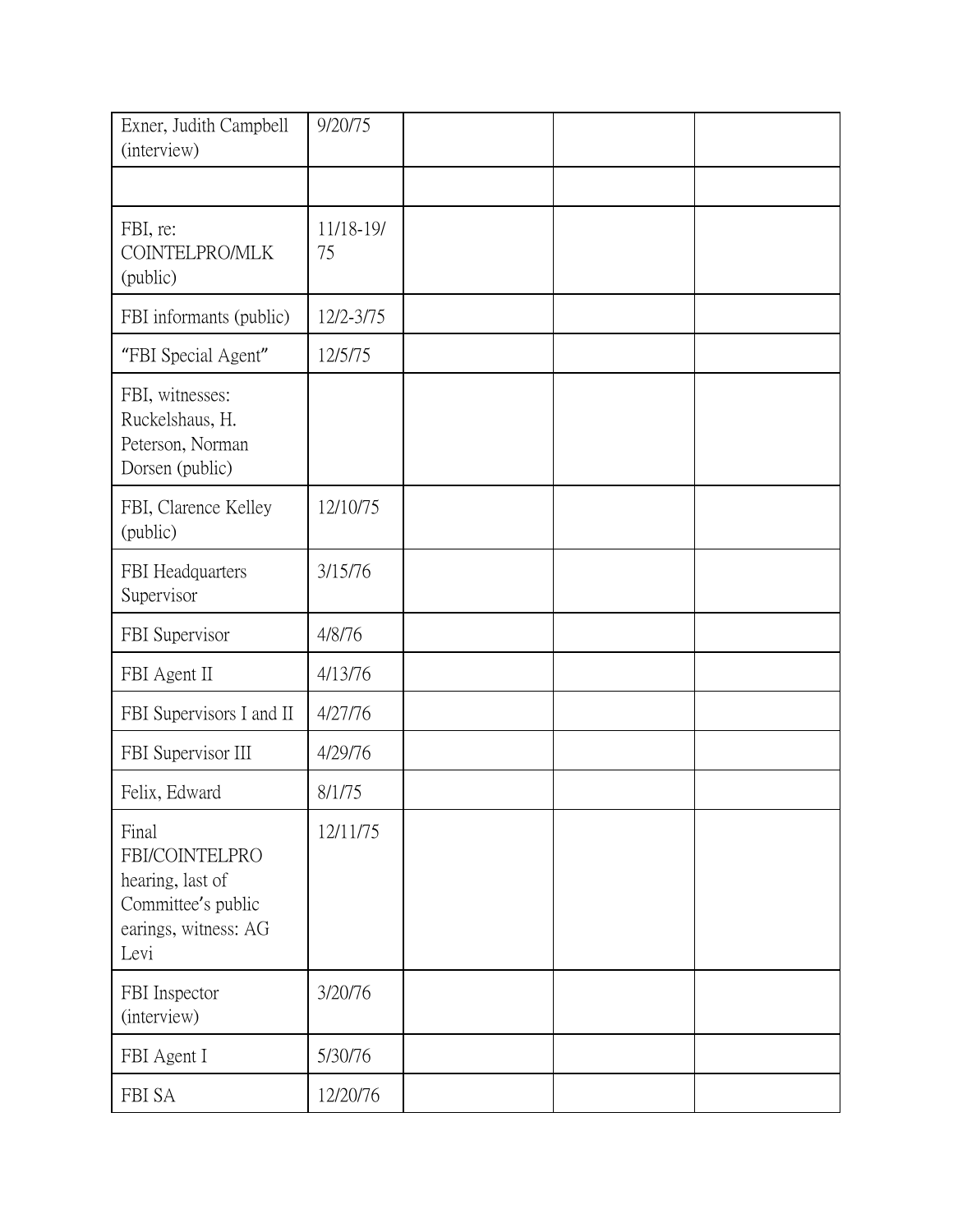| | | | | |
|---|---|---|---|---|
| Exner, Judith Campbell (interview) | 9/20/75 | | | |
| | | | | |
| FBI, re: COINTELPRO/MLK (public) | 11/18-19/75 | | | |
| FBI informants (public) | 12/2-3/75 | | | |
| "FBI Special Agent" | 12/5/75 | | | |
| FBI, witnesses: Ruckelshaus, H. Peterson, Norman Dorsen (public) | | | | |
| FBI, Clarence Kelley (public) | 12/10/75 | | | |
| FBI Headquarters Supervisor | 3/15/76 | | | |
| FBI Supervisor | 4/8/76 | | | |
| FBI Agent II | 4/13/76 | | | |
| FBI Supervisors I and II | 4/27/76 | | | |
| FBI Supervisor III | 4/29/76 | | | |
| Felix, Edward | 8/1/75 | | | |
| Final FBI/COINTELPRO hearing, last of Committee's public earings, witness: AG Levi | 12/11/75 | | | |
| FBI Inspector (interview) | 3/20/76 | | | |
| FBI Agent I | 5/30/76 | | | |
| FBI SA | 12/20/76 | | | |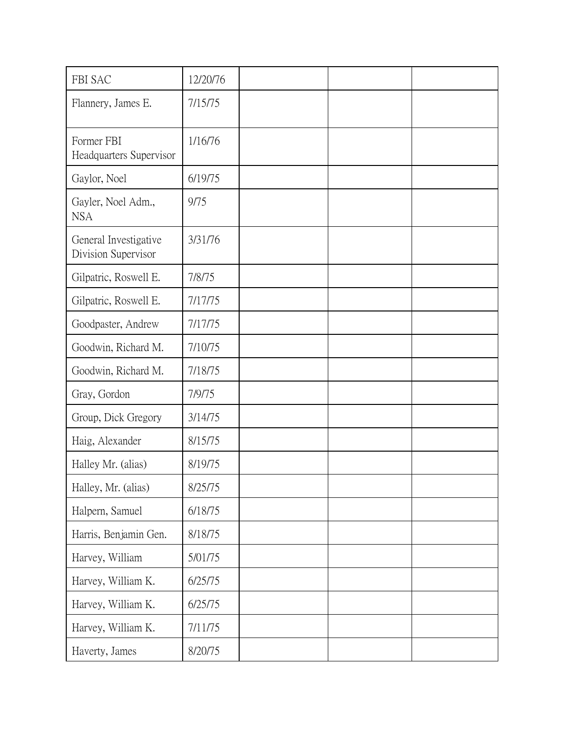| FBI SAC | 12/20/76 | | | |
|---|---|---|---|---|
| Flannery, James E. | 7/15/75 | | | |
| Former FBI Headquarters Supervisor | 1/16/76 | | | |
| Gaylor, Noel | 6/19/75 | | | |
| Gayler, Noel Adm., NSA | 9/75 | | | |
| General Investigative Division Supervisor | 3/31/76 | | | |
| Gilpatric, Roswell E. | 7/8/75 | | | |
| Gilpatric, Roswell E. | 7/17/75 | | | |
| Goodpaster, Andrew | 7/17/75 | | | |
| Goodwin, Richard M. | 7/10/75 | | | |
| Goodwin, Richard M. | 7/18/75 | | | |
| Gray, Gordon | 7/9/75 | | | |
| Group, Dick Gregory | 3/14/75 | | | |
| Haig, Alexander | 8/15/75 | | | |
| Halley Mr. (alias) | 8/19/75 | | | |
| Halley, Mr. (alias) | 8/25/75 | | | |
| Halpern, Samuel | 6/18/75 | | | |
| Harris, Benjamin Gen. | 8/18/75 | | | |
| Harvey, William | 5/01/75 | | | |
| Harvey, William K. | 6/25/75 | | | |
| Harvey, William K. | 6/25/75 | | | |
| Harvey, William K. | 7/11/75 | | | |
| Haverty, James | 8/20/75 | | | |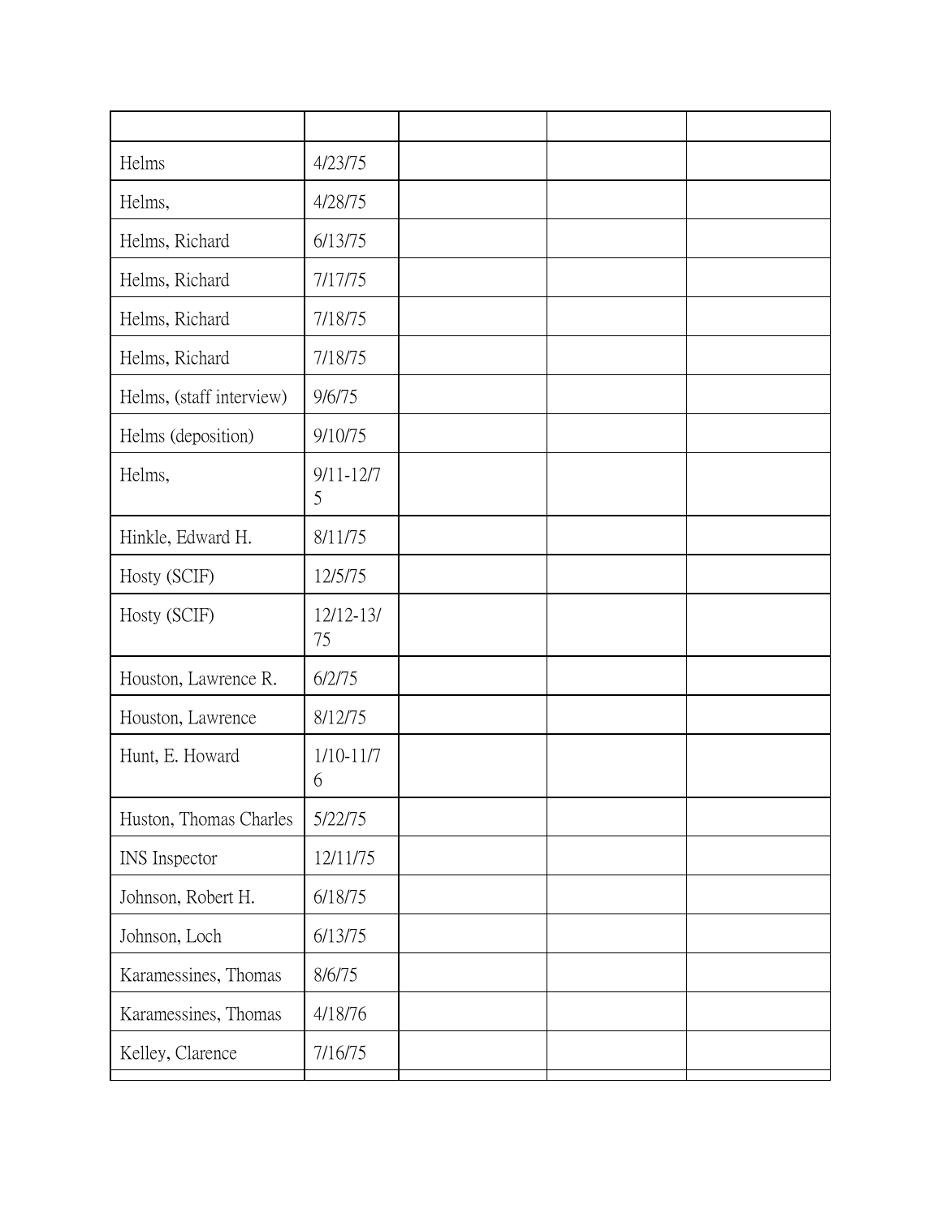| | | | | |
|---|---|---|---|---|
| Helms | 4/23/75 | | | |
| Helms, | 4/28/75 | | | |
| Helms, Richard | 6/13/75 | | | |
| Helms, Richard | 7/17/75 | | | |
| Helms, Richard | 7/18/75 | | | |
| Helms, Richard | 7/18/75 | | | |
| Helms, (staff interview) | 9/6/75 | | | |
| Helms (deposition) | 9/10/75 | | | |
| Helms, | 9/11-12/75 | | | |
| Hinkle, Edward H. | 8/11/75 | | | |
| Hosty (SCIF) | 12/5/75 | | | |
| Hosty (SCIF) | 12/12-13/75 | | | |
| Houston, Lawrence R. | 6/2/75 | | | |
| Houston, Lawrence | 8/12/75 | | | |
| Hunt, E. Howard | 1/10-11/76 | | | |
| Huston, Thomas Charles | 5/22/75 | | | |
| INS Inspector | 12/11/75 | | | |
| Johnson, Robert H. | 6/18/75 | | | |
| Johnson, Loch | 6/13/75 | | | |
| Karamessines, Thomas | 8/6/75 | | | |
| Karamessines, Thomas | 4/18/76 | | | |
| Kelley, Clarence | 7/16/75 | | | |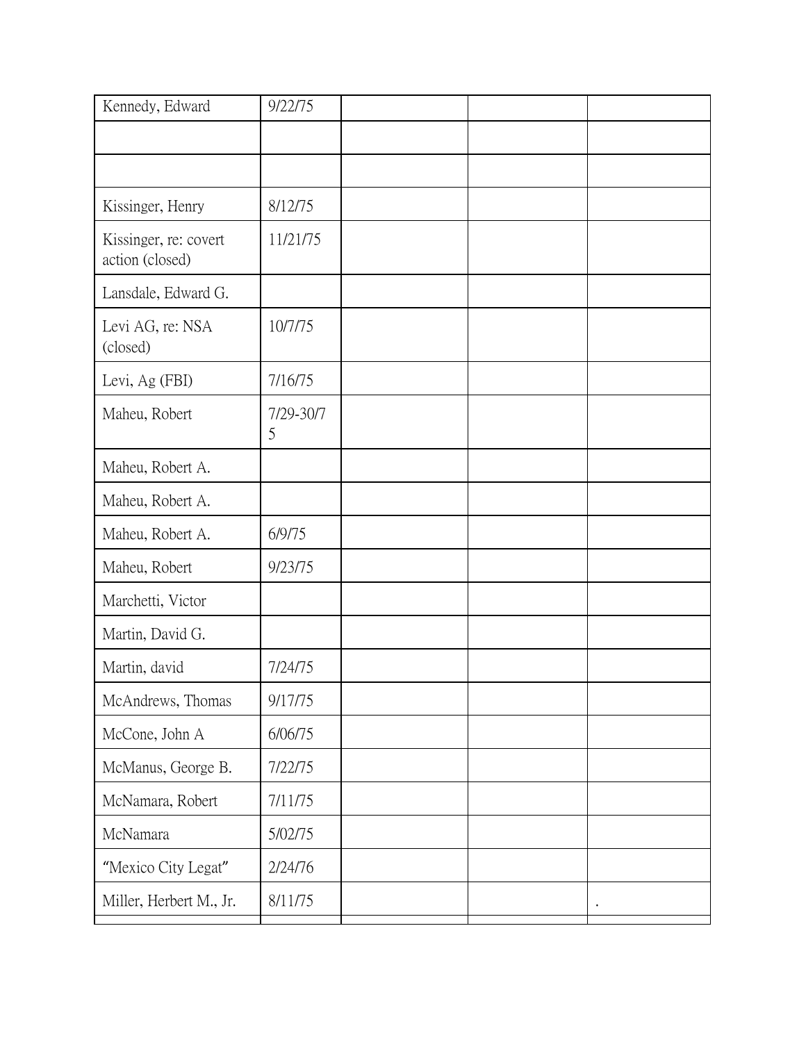| Kennedy, Edward | 9/22/75 | | | |
|---|---|---|---|---|
| | | | | |
| | | | | |
| Kissinger, Henry | 8/12/75 | | | |
| Kissinger, re: covert action (closed) | 11/21/75 | | | |
| Lansdale, Edward G. | | | | |
| Levi AG, re: NSA (closed) | 10/7/75 | | | |
| Levi, Ag (FBI) | 7/16/75 | | | |
| Maheu, Robert | 7/29-30/75 | | | |
| Maheu, Robert A. | | | | |
| Maheu, Robert A. | | | | |
| Maheu, Robert A. | 6/9/75 | | | |
| Maheu, Robert | 9/23/75 | | | |
| Marchetti, Victor | | | | |
| Martin, David G. | | | | |
| Martin, david | 7/24/75 | | | |
| McAndrews, Thomas | 9/17/75 | | | |
| McCone, John A | 6/06/75 | | | |
| McManus, George B. | 7/22/75 | | | |
| McNamara, Robert | 7/11/75 | | | |
| McNamara | 5/02/75 | | | |
| "Mexico City Legat" | 2/24/76 | | | |
| Miller, Herbert M., Jr. | 8/11/75 | | | . |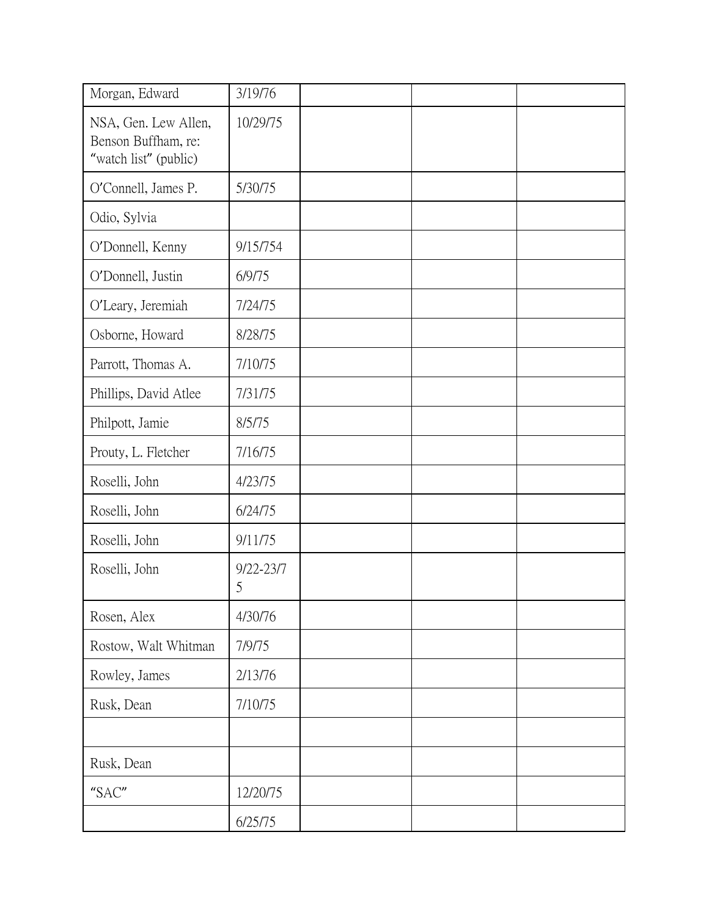| | | | | |
|---|---|---|---|---|
| Morgan, Edward | 3/19/76 | | | |
| NSA, Gen. Lew Allen, Benson Buffham, re: "watch list" (public) | 10/29/75 | | | |
| O'Connell, James P. | 5/30/75 | | | |
| Odio, Sylvia | | | | |
| O'Donnell, Kenny | 9/15/754 | | | |
| O'Donnell, Justin | 6/9/75 | | | |
| O'Leary, Jeremiah | 7/24/75 | | | |
| Osborne, Howard | 8/28/75 | | | |
| Parrott, Thomas A. | 7/10/75 | | | |
| Phillips, David Atlee | 7/31/75 | | | |
| Philpott, Jamie | 8/5/75 | | | |
| Prouty, L. Fletcher | 7/16/75 | | | |
| Roselli, John | 4/23/75 | | | |
| Roselli, John | 6/24/75 | | | |
| Roselli, John | 9/11/75 | | | |
| Roselli, John | 9/22-23/75 | | | |
| Rosen, Alex | 4/30/76 | | | |
| Rostow, Walt Whitman | 7/9/75 | | | |
| Rowley, James | 2/13/76 | | | |
| Rusk, Dean | 7/10/75 | | | |
| | | | | |
| Rusk, Dean | | | | |
| "SAC" | 12/20/75 | | | |
| | 6/25/75 | | | |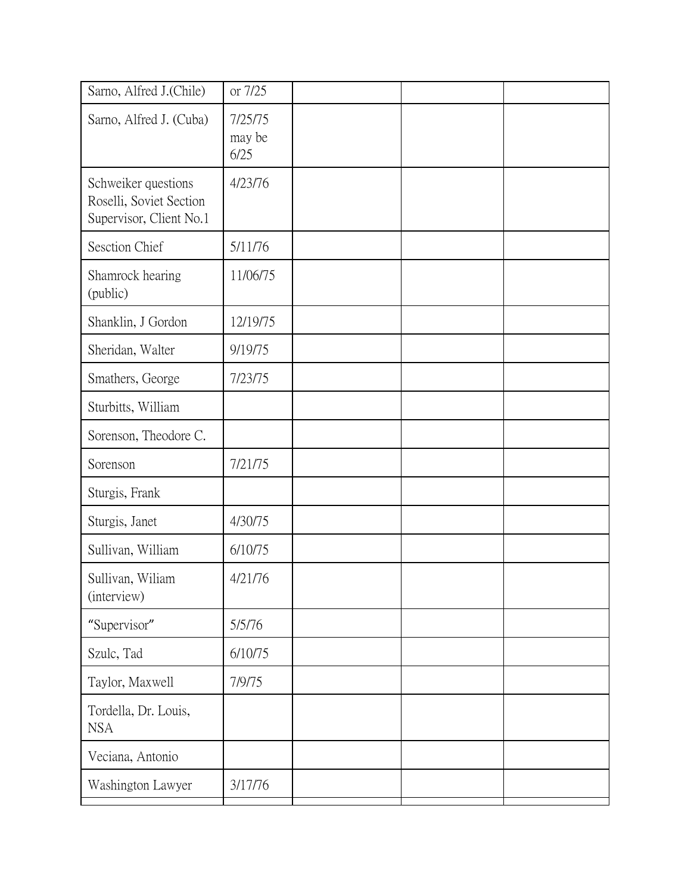| | | | | |
|---|---|---|---|---|
| Sarno, Alfred J.(Chile) | or 7/25 | | | |
| Sarno, Alfred J. (Cuba) | 7/25/75 may be 6/25 | | | |
| Schweiker questions Roselli, Soviet Section Supervisor, Client No.1 | 4/23/76 | | | |
| Sesction Chief | 5/11/76 | | | |
| Shamrock hearing (public) | 11/06/75 | | | |
| Shanklin, J Gordon | 12/19/75 | | | |
| Sheridan, Walter | 9/19/75 | | | |
| Smathers, George | 7/23/75 | | | |
| Sturbitts, William | | | | |
| Sorenson, Theodore C. | | | | |
| Sorenson | 7/21/75 | | | |
| Sturgis, Frank | | | | |
| Sturgis, Janet | 4/30/75 | | | |
| Sullivan, William | 6/10/75 | | | |
| Sullivan, Wiliam (interview) | 4/21/76 | | | |
| "Supervisor" | 5/5/76 | | | |
| Szulc, Tad | 6/10/75 | | | |
| Taylor, Maxwell | 7/9/75 | | | |
| Tordella, Dr. Louis, NSA | | | | |
| Veciana, Antonio | | | | |
| Washington Lawyer | 3/17/76 | | | |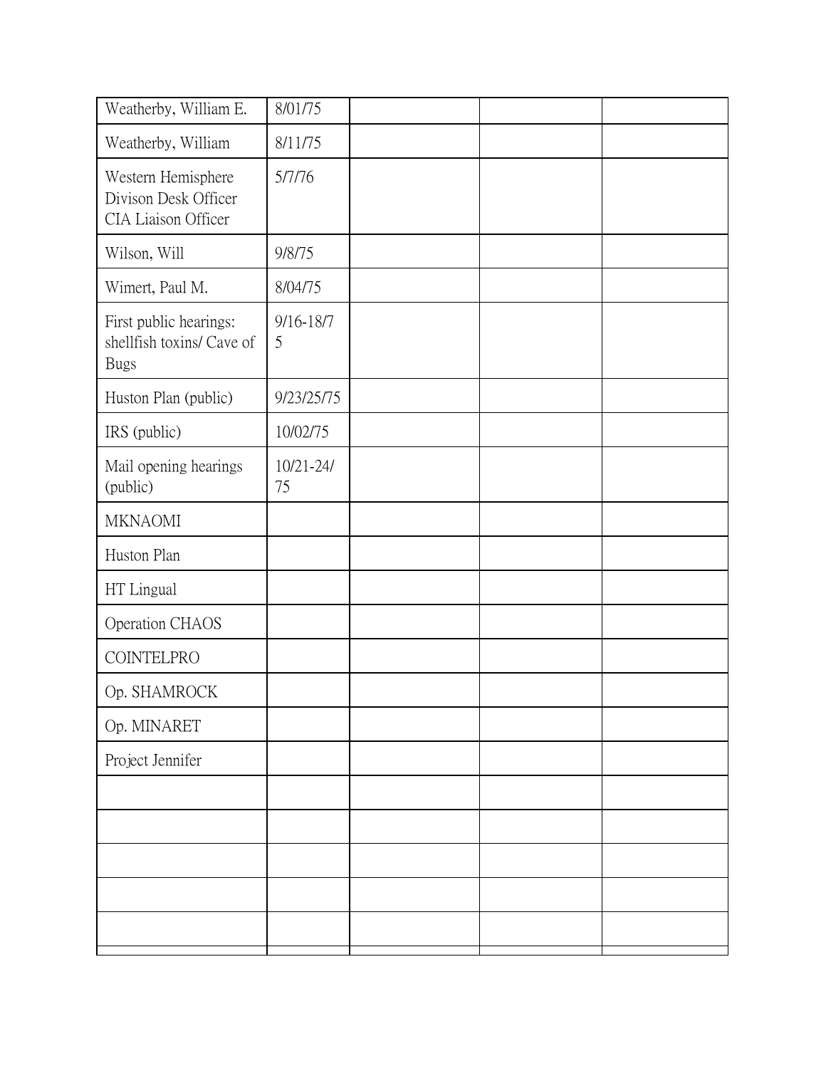| | | | | |
|---|---|---|---|---|
| Weatherby, William E. | 8/01/75 | | | |
| Weatherby, William | 8/11/75 | | | |
| Western Hemisphere Divison Desk Officer CIA Liaison Officer | 5/7/76 | | | |
| Wilson, Will | 9/8/75 | | | |
| Wimert, Paul M. | 8/04/75 | | | |
| First public hearings: shellfish toxins/ Cave of Bugs | 9/16-18/75 | | | |
| Huston Plan (public) | 9/23/25/75 | | | |
| IRS (public) | 10/02/75 | | | |
| Mail opening hearings (public) | 10/21-24/75 | | | |
| MKNAOMI | | | | |
| Huston Plan | | | | |
| HT Lingual | | | | |
| Operation CHAOS | | | | |
| COINTELPRO | | | | |
| Op. SHAMROCK | | | | |
| Op. MINARET | | | | |
| Project Jennifer | | | | |
| | | | | |
| | | | | |
| | | | | |
| | | | | |
| | | | | |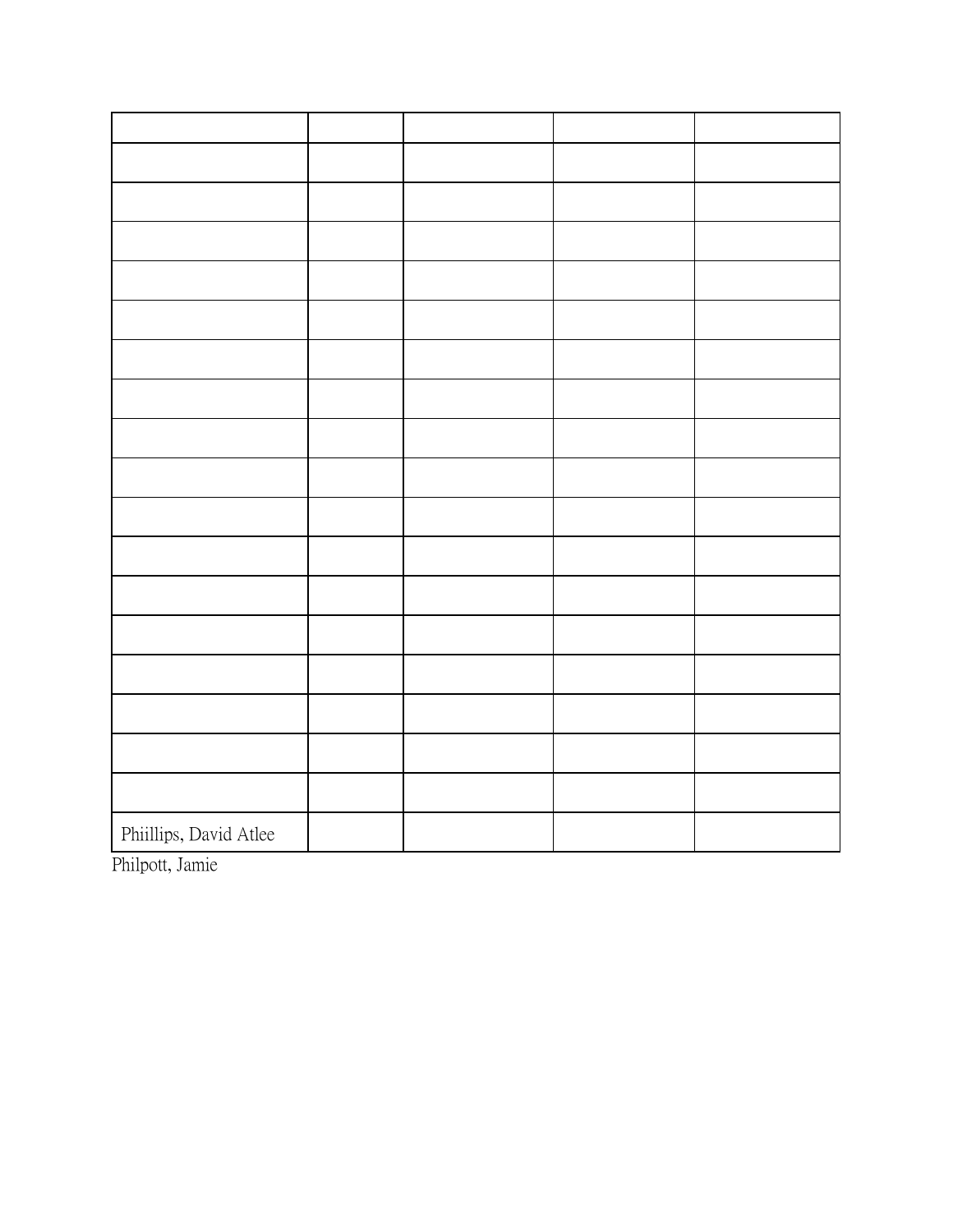| | | | | |
|---|---|---|---|---|
| | | | | |
| | | | | |
| | | | | |
| | | | | |
| | | | | |
| | | | | |
| | | | | |
| | | | | |
| | | | | |
| | | | | |
| | | | | |
| | | | | |
| | | | | |
| | | | | |
| | | | | |
| | | | | |
| | | | | |
| Phiillips, David Atlee | | | | |

Philpott, Jamie